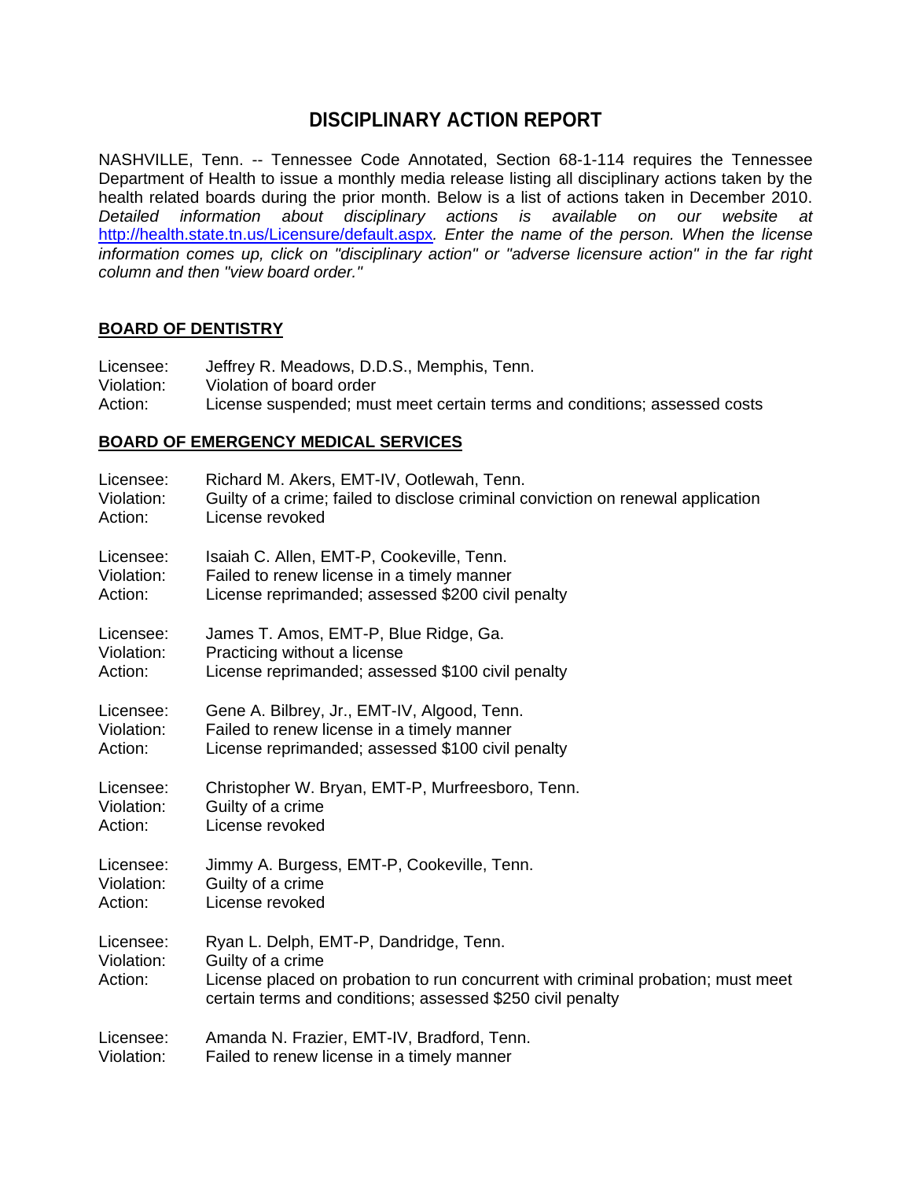# DISCIPLINARY ACTION REPORT

NASHVILLE, Tenn. -- Tennessee Code Annotated, Section 68-1-114 requires the Tennessee Department of Health to issue a monthly media release listing all disciplinary actions taken by the health related boards during the prior month. Below is a list of actions taken in December 2010. *Detailed information about disciplinary actions is available on our website at* http://health.state.tn.us/Licensure/default.aspx*. Enter the name of the person. When the license information comes up, click on "disciplinary action" or "adverse licensure action" in the far right column and then "view board order."*

## BOARD OF DENTISTRY

Licensee: Jeffrey R. Meadows, D.D.S., Memphis, Tenn.
Violation: Violation of board order
Action: License suspended; must meet certain terms and conditions; assessed costs

## BOARD OF EMERGENCY MEDICAL SERVICES

Licensee: Richard M. Akers, EMT-IV, Ootlewah, Tenn.
Violation: Guilty of a crime; failed to disclose criminal conviction on renewal application
Action: License revoked

Licensee: Isaiah C. Allen, EMT-P, Cookeville, Tenn.
Violation: Failed to renew license in a timely manner
Action: License reprimanded; assessed $200 civil penalty

Licensee: James T. Amos, EMT-P, Blue Ridge, Ga.
Violation: Practicing without a license
Action: License reprimanded; assessed $100 civil penalty

Licensee: Gene A. Bilbrey, Jr., EMT-IV, Algood, Tenn.
Violation: Failed to renew license in a timely manner
Action: License reprimanded; assessed $100 civil penalty

Licensee: Christopher W. Bryan, EMT-P, Murfreesboro, Tenn.
Violation: Guilty of a crime
Action: License revoked

Licensee: Jimmy A. Burgess, EMT-P, Cookeville, Tenn.
Violation: Guilty of a crime
Action: License revoked

Licensee: Ryan L. Delph, EMT-P, Dandridge, Tenn.
Violation: Guilty of a crime
Action: License placed on probation to run concurrent with criminal probation; must meet certain terms and conditions; assessed $250 civil penalty

Licensee: Amanda N. Frazier, EMT-IV, Bradford, Tenn.
Violation: Failed to renew license in a timely manner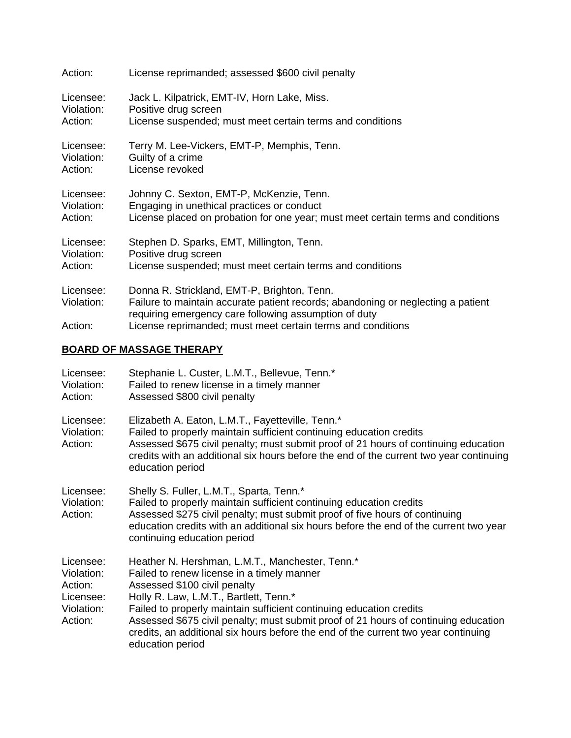Action: License reprimanded; assessed $600 civil penalty

Licensee: Jack L. Kilpatrick, EMT-IV, Horn Lake, Miss.
Violation: Positive drug screen
Action: License suspended; must meet certain terms and conditions

Licensee: Terry M. Lee-Vickers, EMT-P, Memphis, Tenn.
Violation: Guilty of a crime
Action: License revoked

Licensee: Johnny C. Sexton, EMT-P, McKenzie, Tenn.
Violation: Engaging in unethical practices or conduct
Action: License placed on probation for one year; must meet certain terms and conditions

Licensee: Stephen D. Sparks, EMT, Millington, Tenn.
Violation: Positive drug screen
Action: License suspended; must meet certain terms and conditions

Licensee: Donna R. Strickland, EMT-P, Brighton, Tenn.
Violation: Failure to maintain accurate patient records; abandoning or neglecting a patient requiring emergency care following assumption of duty
Action: License reprimanded; must meet certain terms and conditions

**BOARD OF MASSAGE THERAPY**

Licensee: Stephanie L. Custer, L.M.T., Bellevue, Tenn.*
Violation: Failed to renew license in a timely manner
Action: Assessed $800 civil penalty

Licensee: Elizabeth A. Eaton, L.M.T., Fayetteville, Tenn.*
Violation: Failed to properly maintain sufficient continuing education credits
Action: Assessed $675 civil penalty; must submit proof of 21 hours of continuing education credits with an additional six hours before the end of the current two year continuing education period

Licensee: Shelly S. Fuller, L.M.T., Sparta, Tenn.*
Violation: Failed to properly maintain sufficient continuing education credits
Action: Assessed $275 civil penalty; must submit proof of five hours of continuing education credits with an additional six hours before the end of the current two year continuing education period

Licensee: Heather N. Hershman, L.M.T., Manchester, Tenn.*
Violation: Failed to renew license in a timely manner
Action: Assessed $100 civil penalty
Licensee: Holly R. Law, L.M.T., Bartlett, Tenn.*
Violation: Failed to properly maintain sufficient continuing education credits
Action: Assessed $675 civil penalty; must submit proof of 21 hours of continuing education credits, an additional six hours before the end of the current two year continuing education period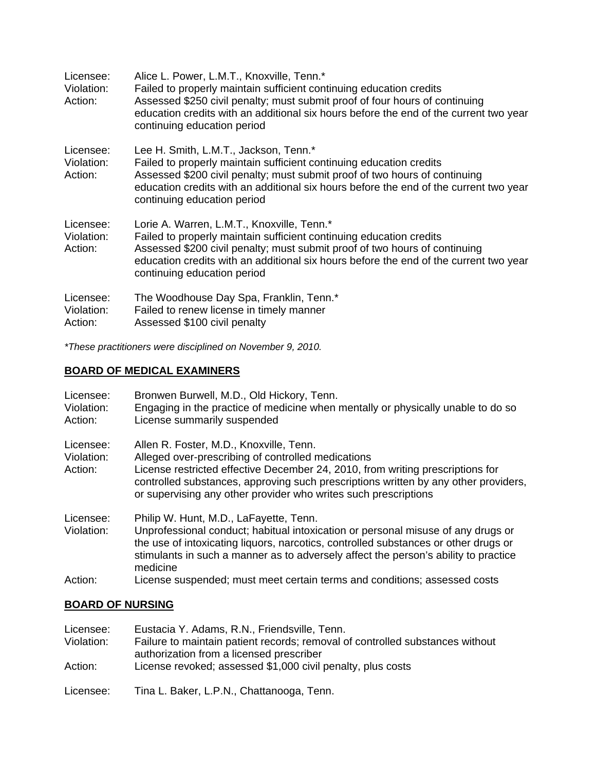Licensee: Alice L. Power, L.M.T., Knoxville, Tenn.*
Violation: Failed to properly maintain sufficient continuing education credits
Action: Assessed $250 civil penalty; must submit proof of four hours of continuing education credits with an additional six hours before the end of the current two year continuing education period

Licensee: Lee H. Smith, L.M.T., Jackson, Tenn.*
Violation: Failed to properly maintain sufficient continuing education credits
Action: Assessed $200 civil penalty; must submit proof of two hours of continuing education credits with an additional six hours before the end of the current two year continuing education period

Licensee: Lorie A. Warren, L.M.T., Knoxville, Tenn.*
Violation: Failed to properly maintain sufficient continuing education credits
Action: Assessed $200 civil penalty; must submit proof of two hours of continuing education credits with an additional six hours before the end of the current two year continuing education period

Licensee: The Woodhouse Day Spa, Franklin, Tenn.*
Violation: Failed to renew license in timely manner
Action: Assessed $100 civil penalty

*These practitioners were disciplined on November 9, 2010.*

## BOARD OF MEDICAL EXAMINERS

Licensee: Bronwen Burwell, M.D., Old Hickory, Tenn.
Violation: Engaging in the practice of medicine when mentally or physically unable to do so
Action: License summarily suspended

Licensee: Allen R. Foster, M.D., Knoxville, Tenn.
Violation: Alleged over-prescribing of controlled medications
Action: License restricted effective December 24, 2010, from writing prescriptions for controlled substances, approving such prescriptions written by any other providers, or supervising any other provider who writes such prescriptions

Licensee: Philip W. Hunt, M.D., LaFayette, Tenn.
Violation: Unprofessional conduct; habitual intoxication or personal misuse of any drugs or the use of intoxicating liquors, narcotics, controlled substances or other drugs or stimulants in such a manner as to adversely affect the person's ability to practice medicine
Action: License suspended; must meet certain terms and conditions; assessed costs

## BOARD OF NURSING

Licensee: Eustacia Y. Adams, R.N., Friendsville, Tenn.
Violation: Failure to maintain patient records; removal of controlled substances without authorization from a licensed prescriber
Action: License revoked; assessed $1,000 civil penalty, plus costs

Licensee: Tina L. Baker, L.P.N., Chattanooga, Tenn.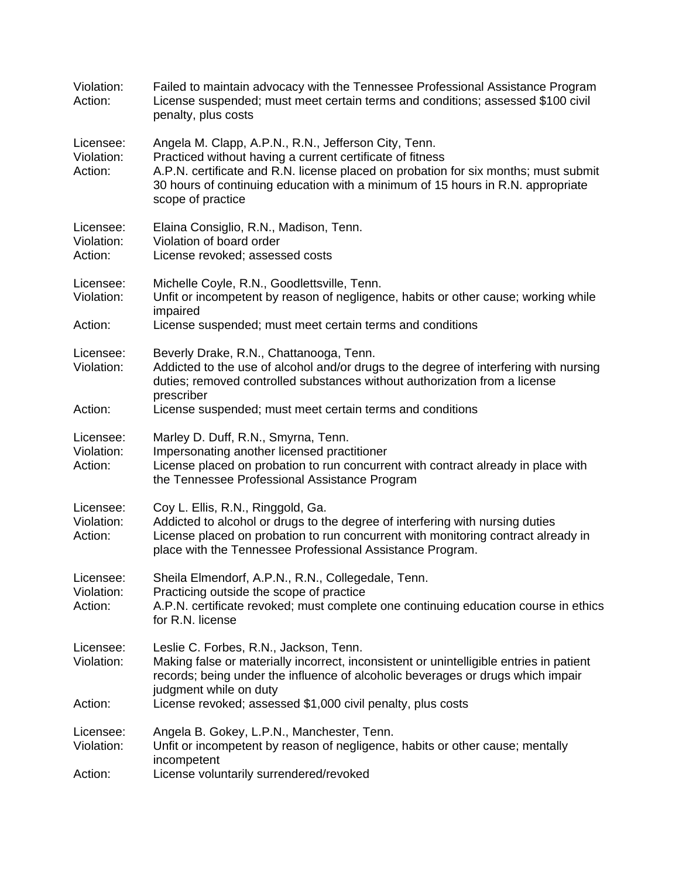Violation: Failed to maintain advocacy with the Tennessee Professional Assistance Program
Action: License suspended; must meet certain terms and conditions; assessed $100 civil penalty, plus costs

Licensee: Angela M. Clapp, A.P.N., R.N., Jefferson City, Tenn.
Violation: Practiced without having a current certificate of fitness
Action: A.P.N. certificate and R.N. license placed on probation for six months; must submit 30 hours of continuing education with a minimum of 15 hours in R.N. appropriate scope of practice

Licensee: Elaina Consiglio, R.N., Madison, Tenn.
Violation: Violation of board order
Action: License revoked; assessed costs

Licensee: Michelle Coyle, R.N., Goodlettsville, Tenn.
Violation: Unfit or incompetent by reason of negligence, habits or other cause; working while impaired
Action: License suspended; must meet certain terms and conditions

Licensee: Beverly Drake, R.N., Chattanooga, Tenn.
Violation: Addicted to the use of alcohol and/or drugs to the degree of interfering with nursing duties; removed controlled substances without authorization from a license prescriber
Action: License suspended; must meet certain terms and conditions

Licensee: Marley D. Duff, R.N., Smyrna, Tenn.
Violation: Impersonating another licensed practitioner
Action: License placed on probation to run concurrent with contract already in place with the Tennessee Professional Assistance Program

Licensee: Coy L. Ellis, R.N., Ringgold, Ga.
Violation: Addicted to alcohol or drugs to the degree of interfering with nursing duties
Action: License placed on probation to run concurrent with monitoring contract already in place with the Tennessee Professional Assistance Program.

Licensee: Sheila Elmendorf, A.P.N., R.N., Collegedale, Tenn.
Violation: Practicing outside the scope of practice
Action: A.P.N. certificate revoked; must complete one continuing education course in ethics for R.N. license

Licensee: Leslie C. Forbes, R.N., Jackson, Tenn.
Violation: Making false or materially incorrect, inconsistent or unintelligible entries in patient records; being under the influence of alcoholic beverages or drugs which impair judgment while on duty
Action: License revoked; assessed $1,000 civil penalty, plus costs

Licensee: Angela B. Gokey, L.P.N., Manchester, Tenn.
Violation: Unfit or incompetent by reason of negligence, habits or other cause; mentally incompetent
Action: License voluntarily surrendered/revoked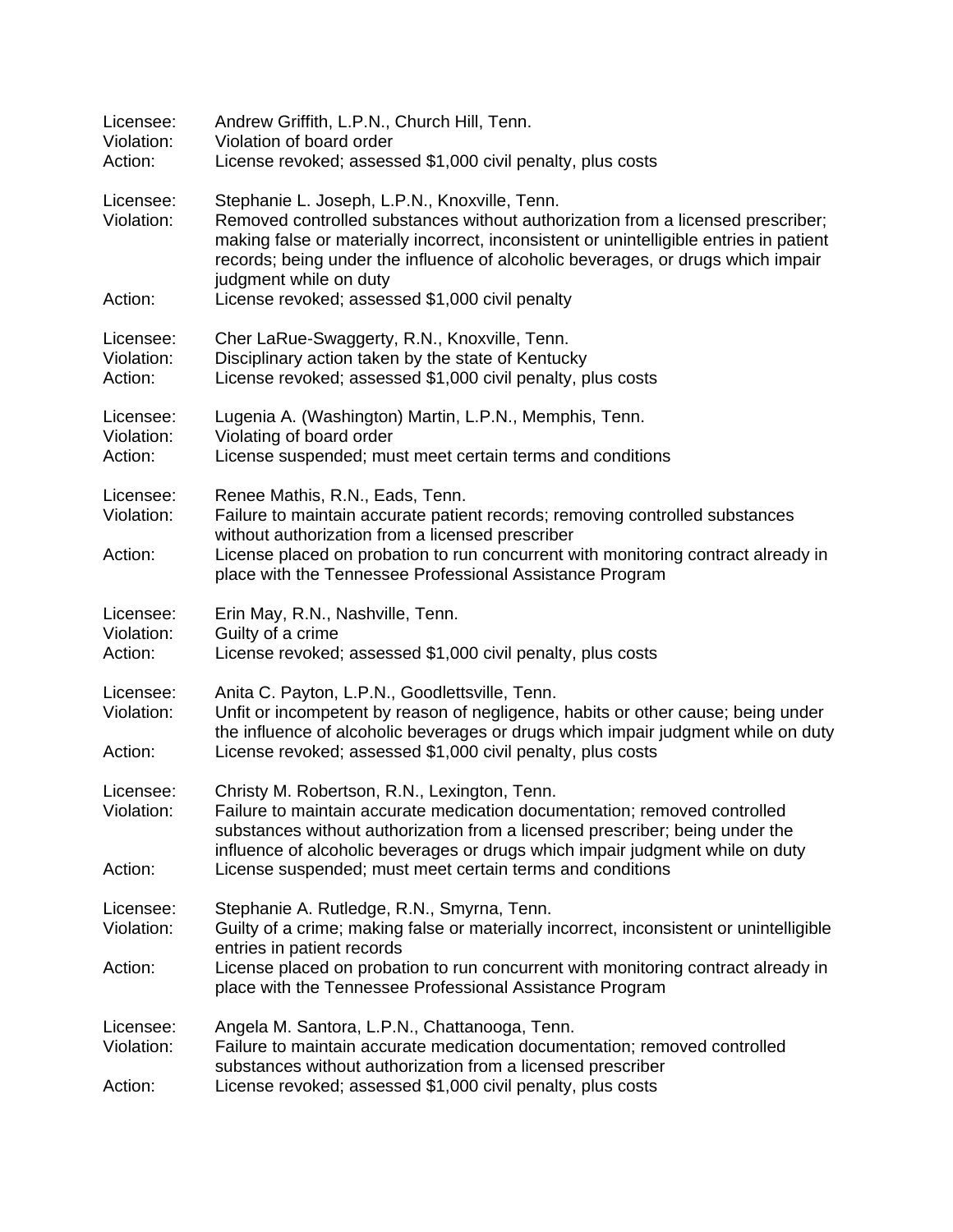Licensee: Andrew Griffith, L.P.N., Church Hill, Tenn.
Violation: Violation of board order
Action: License revoked; assessed $1,000 civil penalty, plus costs

Licensee: Stephanie L. Joseph, L.P.N., Knoxville, Tenn.
Violation: Removed controlled substances without authorization from a licensed prescriber; making false or materially incorrect, inconsistent or unintelligible entries in patient records; being under the influence of alcoholic beverages, or drugs which impair judgment while on duty
Action: License revoked; assessed $1,000 civil penalty

Licensee: Cher LaRue-Swaggerty, R.N., Knoxville, Tenn.
Violation: Disciplinary action taken by the state of Kentucky
Action: License revoked; assessed $1,000 civil penalty, plus costs

Licensee: Lugenia A. (Washington) Martin, L.P.N., Memphis, Tenn.
Violation: Violating of board order
Action: License suspended; must meet certain terms and conditions

Licensee: Renee Mathis, R.N., Eads, Tenn.
Violation: Failure to maintain accurate patient records; removing controlled substances without authorization from a licensed prescriber
Action: License placed on probation to run concurrent with monitoring contract already in place with the Tennessee Professional Assistance Program

Licensee: Erin May, R.N., Nashville, Tenn.
Violation: Guilty of a crime
Action: License revoked; assessed $1,000 civil penalty, plus costs

Licensee: Anita C. Payton, L.P.N., Goodlettsville, Tenn.
Violation: Unfit or incompetent by reason of negligence, habits or other cause; being under the influence of alcoholic beverages or drugs which impair judgment while on duty
Action: License revoked; assessed $1,000 civil penalty, plus costs

Licensee: Christy M. Robertson, R.N., Lexington, Tenn.
Violation: Failure to maintain accurate medication documentation; removed controlled substances without authorization from a licensed prescriber; being under the influence of alcoholic beverages or drugs which impair judgment while on duty
Action: License suspended; must meet certain terms and conditions

Licensee: Stephanie A. Rutledge, R.N., Smyrna, Tenn.
Violation: Guilty of a crime; making false or materially incorrect, inconsistent or unintelligible entries in patient records
Action: License placed on probation to run concurrent with monitoring contract already in place with the Tennessee Professional Assistance Program

Licensee: Angela M. Santora, L.P.N., Chattanooga, Tenn.
Violation: Failure to maintain accurate medication documentation; removed controlled substances without authorization from a licensed prescriber
Action: License revoked; assessed $1,000 civil penalty, plus costs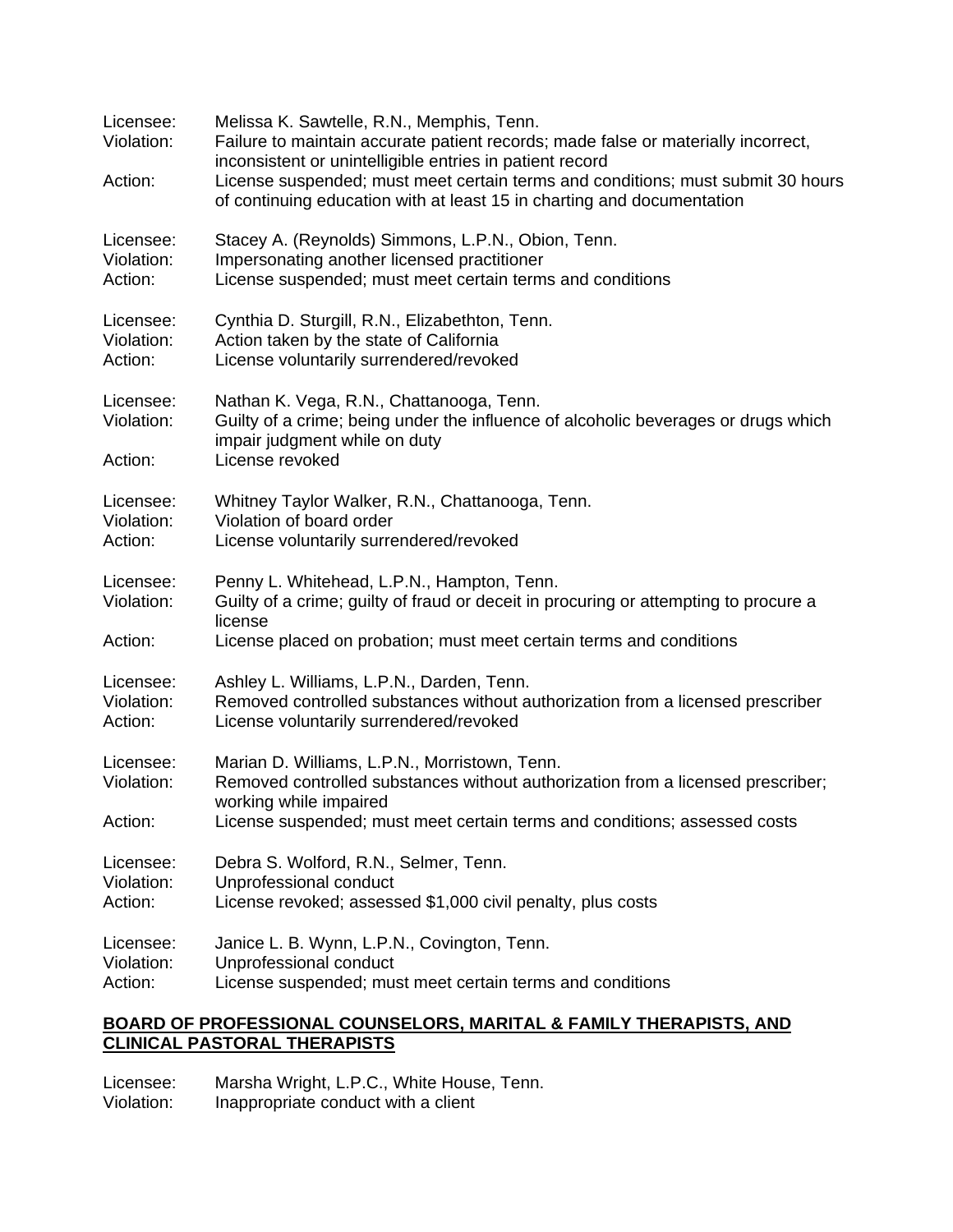Licensee: Melissa K. Sawtelle, R.N., Memphis, Tenn.
Violation: Failure to maintain accurate patient records; made false or materially incorrect, inconsistent or unintelligible entries in patient record
Action: License suspended; must meet certain terms and conditions; must submit 30 hours of continuing education with at least 15 in charting and documentation

Licensee: Stacey A. (Reynolds) Simmons, L.P.N., Obion, Tenn.
Violation: Impersonating another licensed practitioner
Action: License suspended; must meet certain terms and conditions

Licensee: Cynthia D. Sturgill, R.N., Elizabethton, Tenn.
Violation: Action taken by the state of California
Action: License voluntarily surrendered/revoked

Licensee: Nathan K. Vega, R.N., Chattanooga, Tenn.
Violation: Guilty of a crime; being under the influence of alcoholic beverages or drugs which impair judgment while on duty
Action: License revoked

Licensee: Whitney Taylor Walker, R.N., Chattanooga, Tenn.
Violation: Violation of board order
Action: License voluntarily surrendered/revoked

Licensee: Penny L. Whitehead, L.P.N., Hampton, Tenn.
Violation: Guilty of a crime; guilty of fraud or deceit in procuring or attempting to procure a license
Action: License placed on probation; must meet certain terms and conditions

Licensee: Ashley L. Williams, L.P.N., Darden, Tenn.
Violation: Removed controlled substances without authorization from a licensed prescriber
Action: License voluntarily surrendered/revoked

Licensee: Marian D. Williams, L.P.N., Morristown, Tenn.
Violation: Removed controlled substances without authorization from a licensed prescriber; working while impaired
Action: License suspended; must meet certain terms and conditions; assessed costs

Licensee: Debra S. Wolford, R.N., Selmer, Tenn.
Violation: Unprofessional conduct
Action: License revoked; assessed $1,000 civil penalty, plus costs

Licensee: Janice L. B. Wynn, L.P.N., Covington, Tenn.
Violation: Unprofessional conduct
Action: License suspended; must meet certain terms and conditions

**BOARD OF PROFESSIONAL COUNSELORS, MARITAL & FAMILY THERAPISTS, AND CLINICAL PASTORAL THERAPISTS**

Licensee: Marsha Wright, L.P.C., White House, Tenn.
Violation: Inappropriate conduct with a client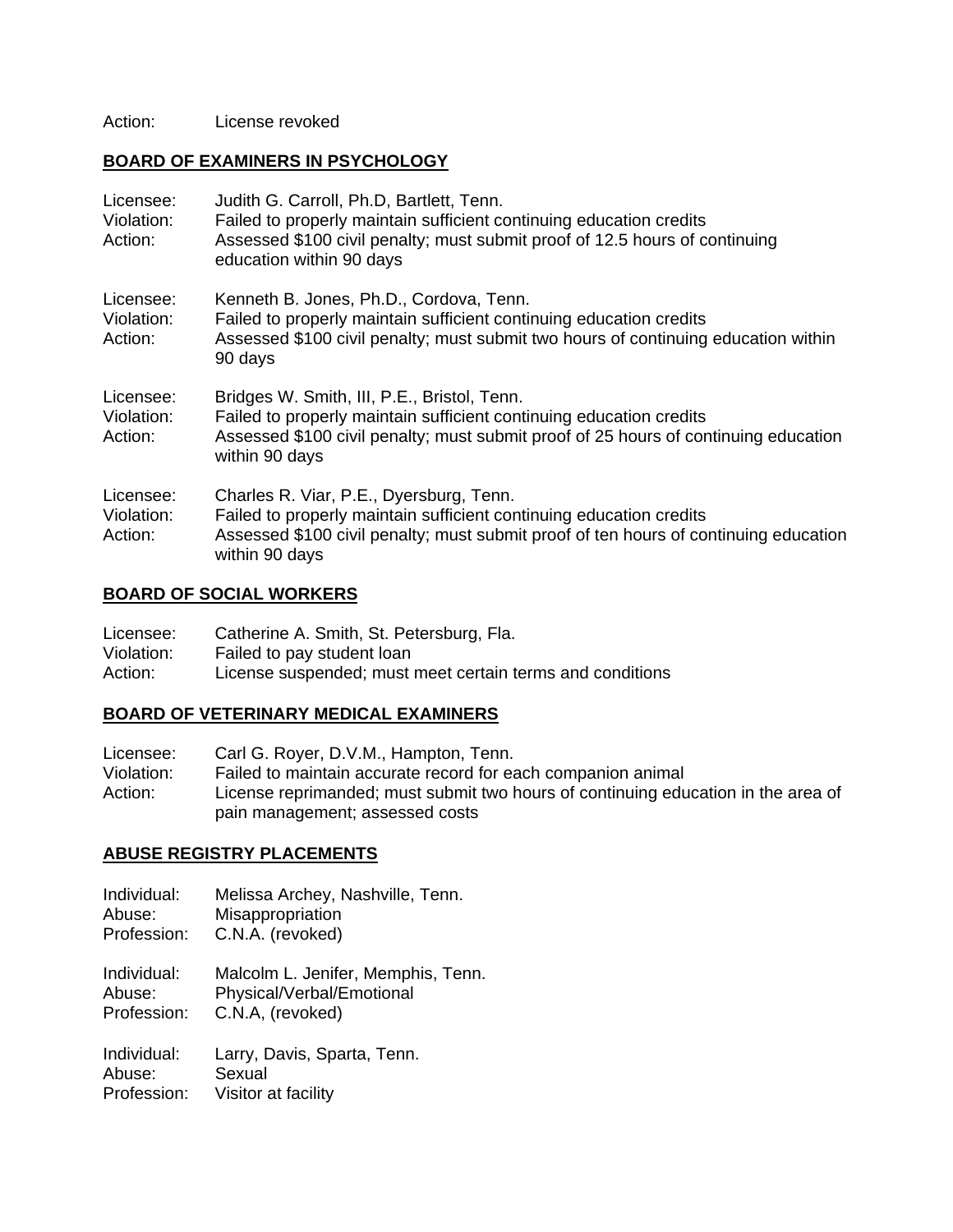Action: License revoked

**BOARD OF EXAMINERS IN PSYCHOLOGY**

Licensee: Judith G. Carroll, Ph.D, Bartlett, Tenn.
Violation: Failed to properly maintain sufficient continuing education credits
Action: Assessed $100 civil penalty; must submit proof of 12.5 hours of continuing education within 90 days

Licensee: Kenneth B. Jones, Ph.D., Cordova, Tenn.
Violation: Failed to properly maintain sufficient continuing education credits
Action: Assessed $100 civil penalty; must submit two hours of continuing education within 90 days

Licensee: Bridges W. Smith, III, P.E., Bristol, Tenn.
Violation: Failed to properly maintain sufficient continuing education credits
Action: Assessed $100 civil penalty; must submit proof of 25 hours of continuing education within 90 days

Licensee: Charles R. Viar, P.E., Dyersburg, Tenn.
Violation: Failed to properly maintain sufficient continuing education credits
Action: Assessed $100 civil penalty; must submit proof of ten hours of continuing education within 90 days

**BOARD OF SOCIAL WORKERS**

Licensee: Catherine A. Smith, St. Petersburg, Fla.
Violation: Failed to pay student loan
Action: License suspended; must meet certain terms and conditions

**BOARD OF VETERINARY MEDICAL EXAMINERS**

Licensee: Carl G. Royer, D.V.M., Hampton, Tenn.
Violation: Failed to maintain accurate record for each companion animal
Action: License reprimanded; must submit two hours of continuing education in the area of pain management; assessed costs

**ABUSE REGISTRY PLACEMENTS**

Individual: Melissa Archey, Nashville, Tenn.
Abuse: Misappropriation
Profession: C.N.A. (revoked)

Individual: Malcolm L. Jenifer, Memphis, Tenn.
Abuse: Physical/Verbal/Emotional
Profession: C.N.A, (revoked)

Individual: Larry, Davis, Sparta, Tenn.
Abuse: Sexual
Profession: Visitor at facility